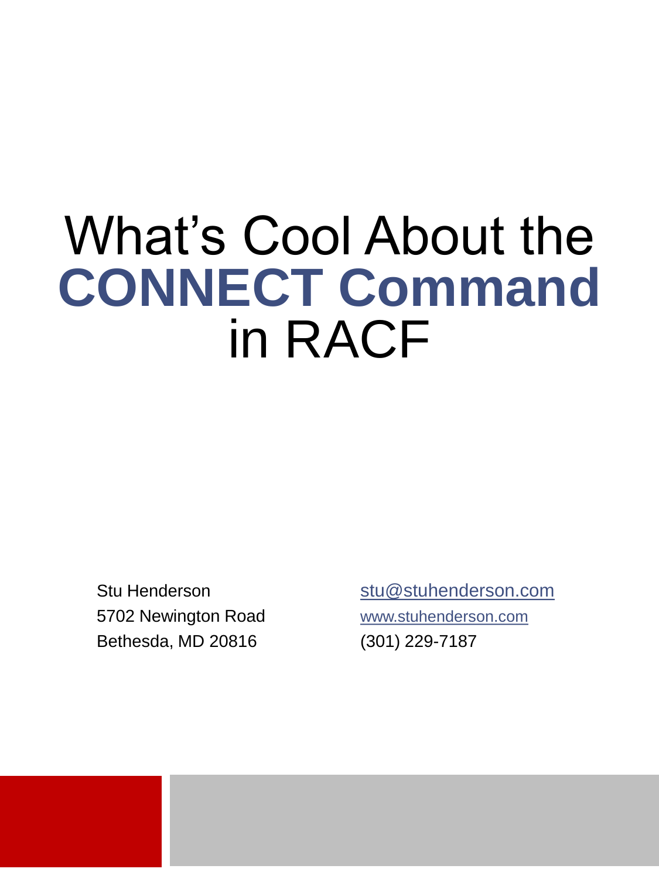# What's Cool About the **CONNECT Command** in RACF

Stu Henderson
5702 Newington Road
Bethesda, MD 20816

stu@stuhenderson.com
www.stuhenderson.com
(301) 229-7187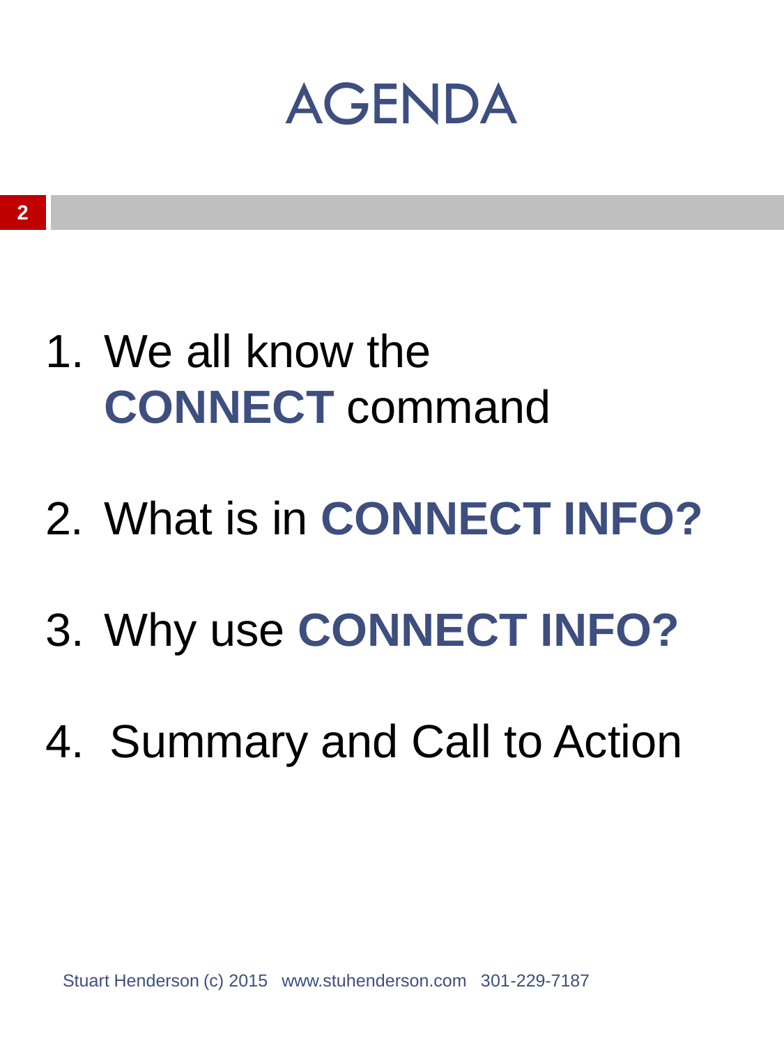# AGENDA

1. We all know the **CONNECT** command
2. What is in **CONNECT INFO?**
3. Why use **CONNECT INFO?**
4. Summary and Call to Action

Stuart Henderson (c) 2015 www.stuhenderson.com 301-229-7187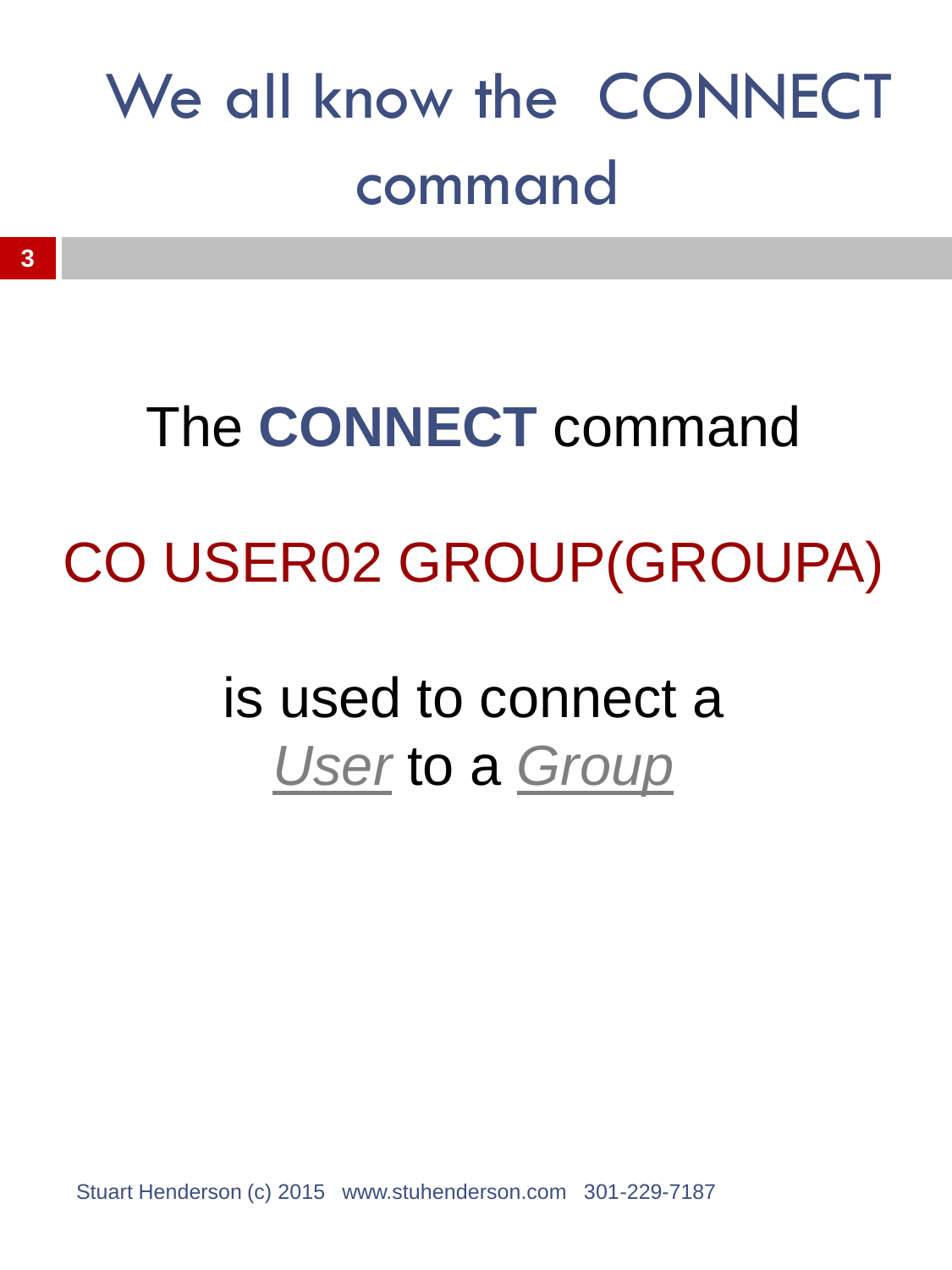# We all know the CONNECT command

The **CONNECT** command

CO USER02 GROUP(GROUPA)

is used to connect a *User* to a *Group*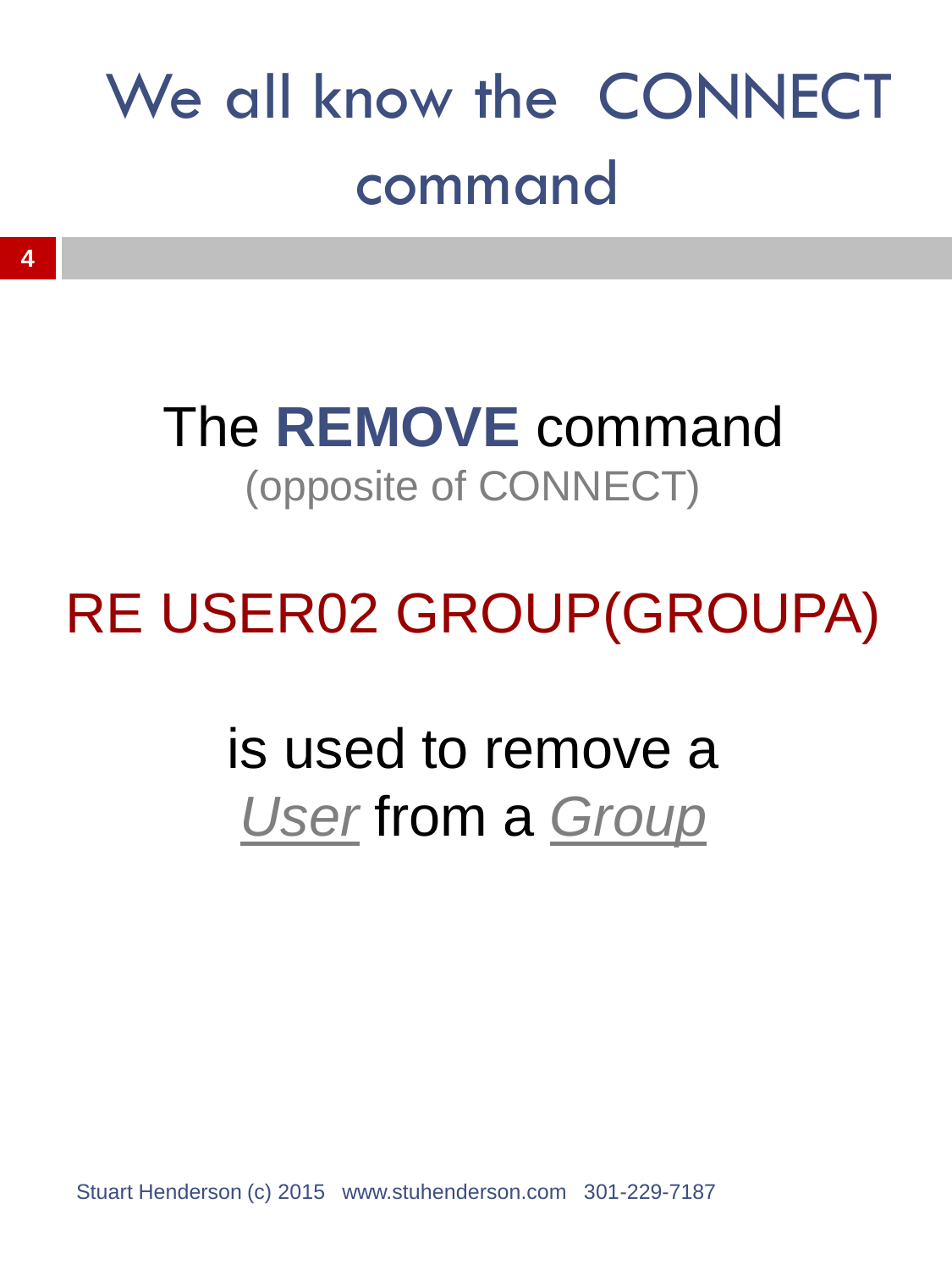# We all know the CONNECT command

The **REMOVE** command

(opposite of CONNECT)

```
RE USER02 GROUP(GROUPA)
```

is used to remove a *User* from a *Group*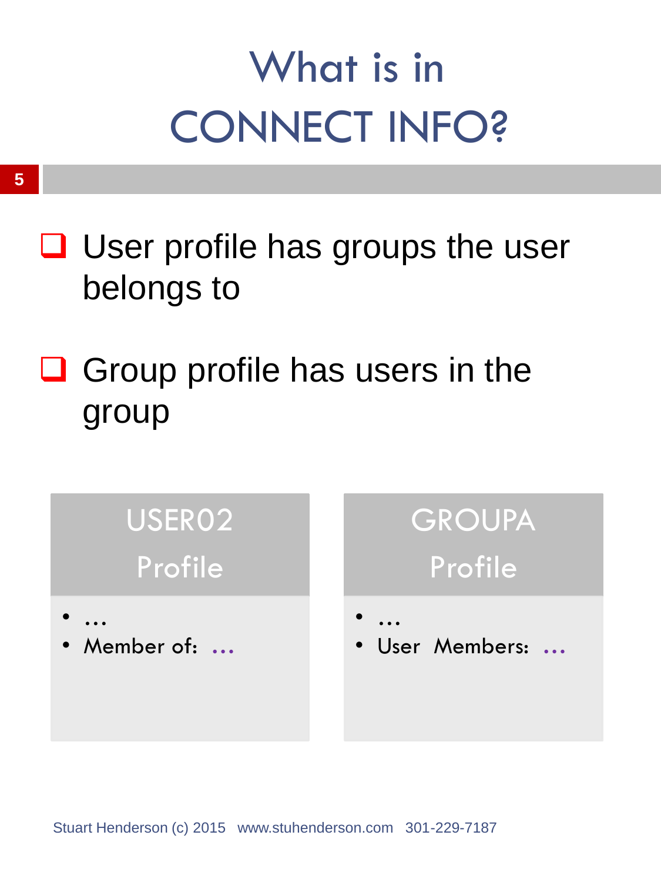# What is in CONNECT INFO?

- User profile has groups the user belongs to
- Group profile has users in the group

| USER02 Profile | GROUPA Profile |
|---|---|
| • … | • … |
| • Member of: … | • User Members: … |

Stuart Henderson (c) 2015 www.stuhenderson.com 301-229-7187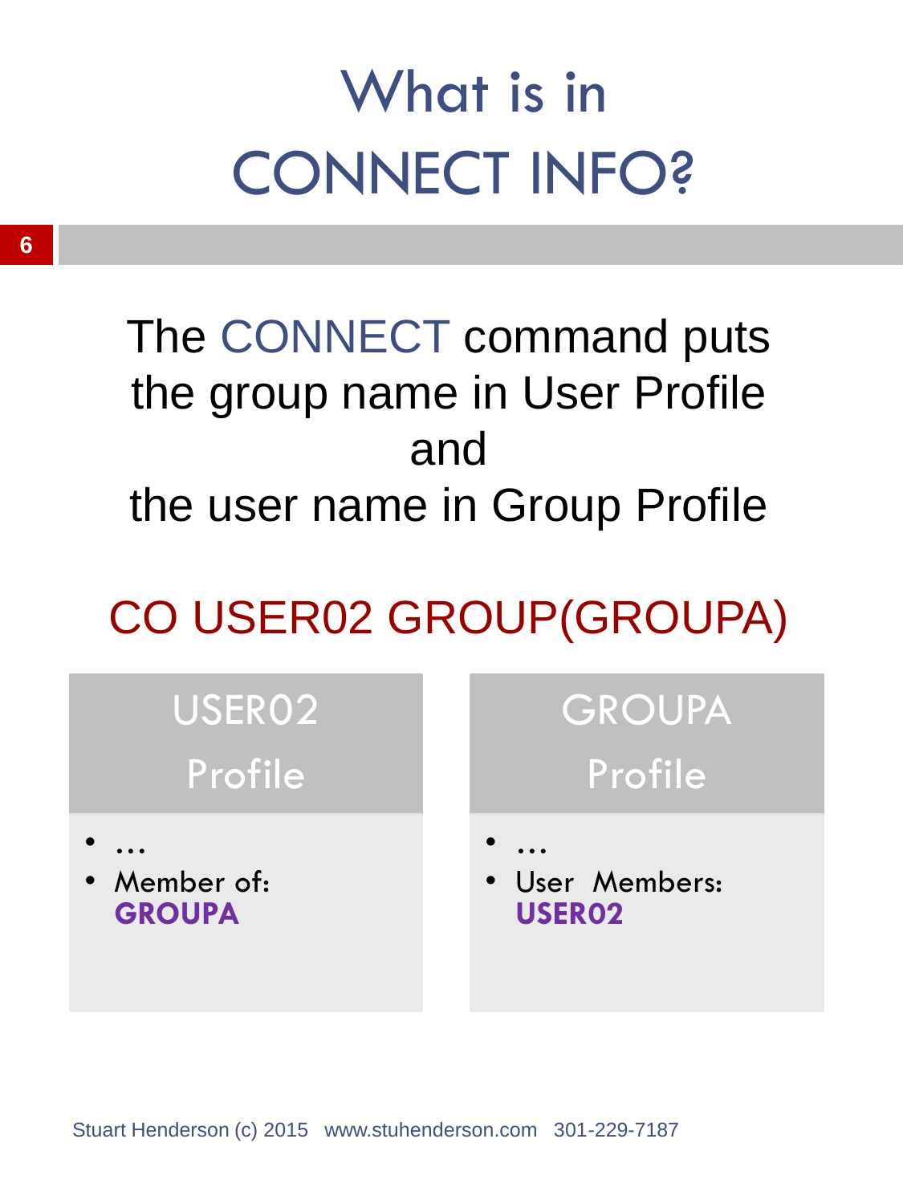# What is in CONNECT INFO?

The CONNECT command puts the group name in User Profile and the user name in Group Profile

CO USER02 GROUP(GROUPA)

**USER02 Profile**

- …
- Member of: **GROUPA**

**GROUPA Profile**

- …
- User Members: **USER02**

Stuart Henderson (c) 2015 www.stuhenderson.com 301-229-7187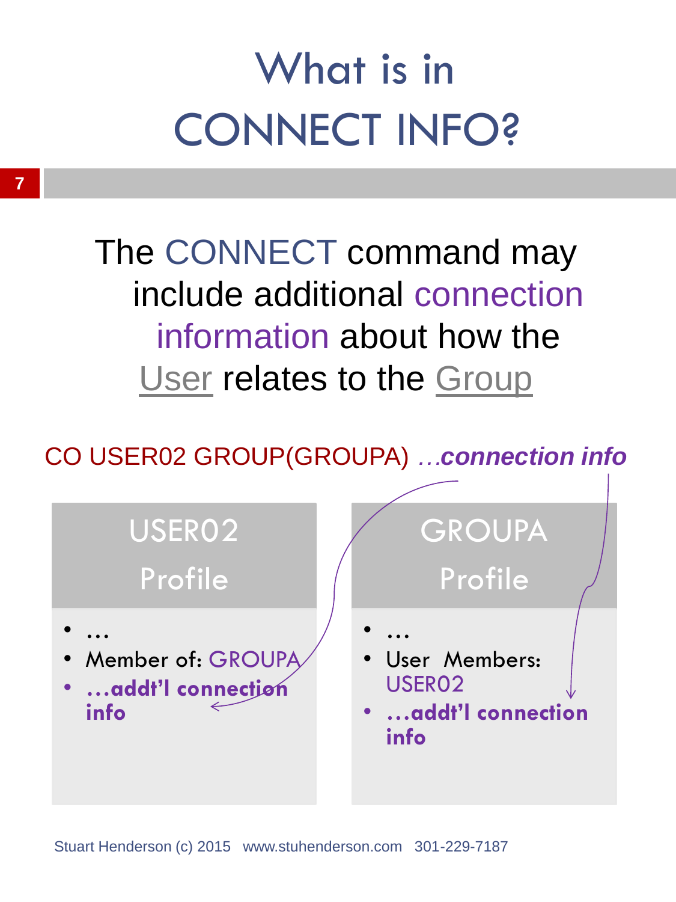# What is in CONNECT INFO?

The CONNECT command may include additional connection information about how the User relates to the Group

CO USER02 GROUP(GROUPA) …*connection info*

**USER02 Profile**

- …
- Member of: GROUPA
- **…addt'l connection info**

**GROUPA Profile**

- …
- User Members: USER02
- **…addt'l connection info**

Stuart Henderson (c) 2015 www.stuhenderson.com 301-229-7187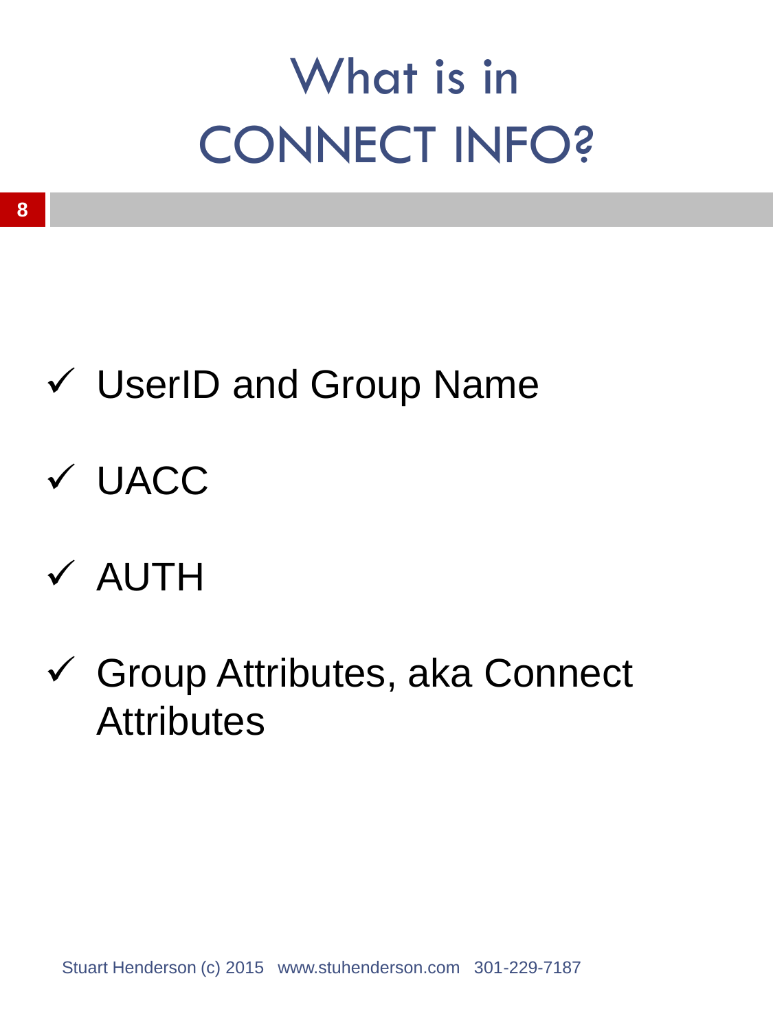# What is in CONNECT INFO?

- ✓ UserID and Group Name
- ✓ UACC
- ✓ AUTH
- ✓ Group Attributes, aka Connect Attributes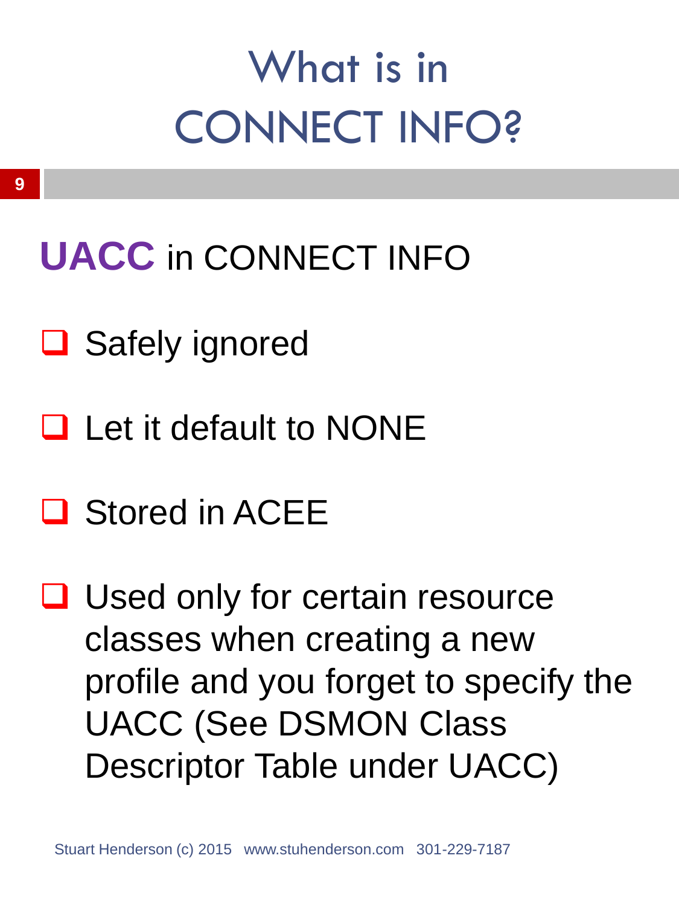# What is in CONNECT INFO?

## **UACC** in CONNECT INFO

- Safely ignored
- Let it default to NONE
- Stored in ACEE
- Used only for certain resource classes when creating a new profile and you forget to specify the UACC (See DSMON Class Descriptor Table under UACC)

Stuart Henderson (c) 2015 www.stuhenderson.com 301-229-7187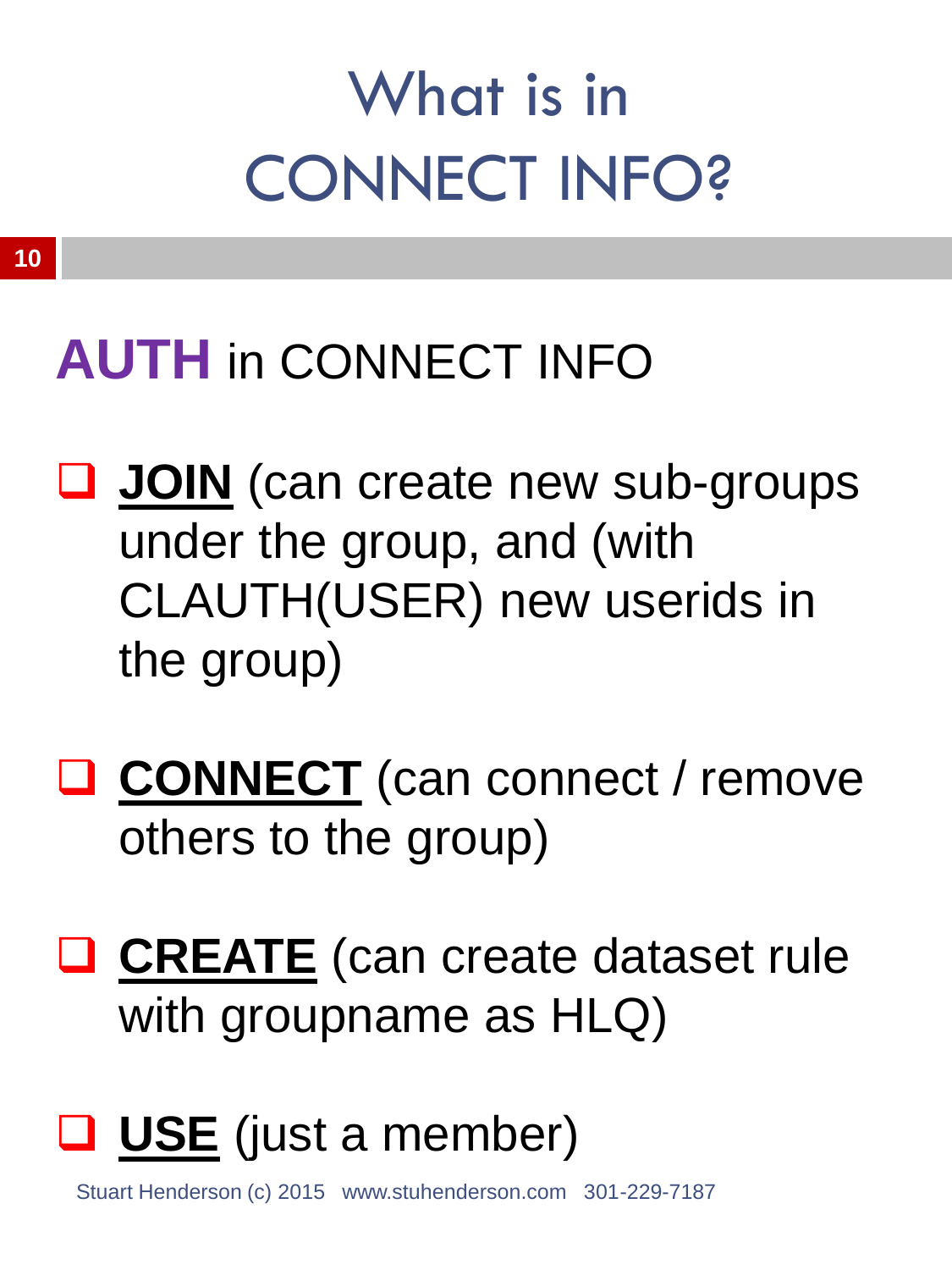# What is in CONNECT INFO?

## **AUTH** in CONNECT INFO

- **JOIN** (can create new sub-groups under the group, and (with CLAUTH(USER) new userids in the group)
- **CONNECT** (can connect / remove others to the group)
- **CREATE** (can create dataset rule with groupname as HLQ)
- **USE** (just a member)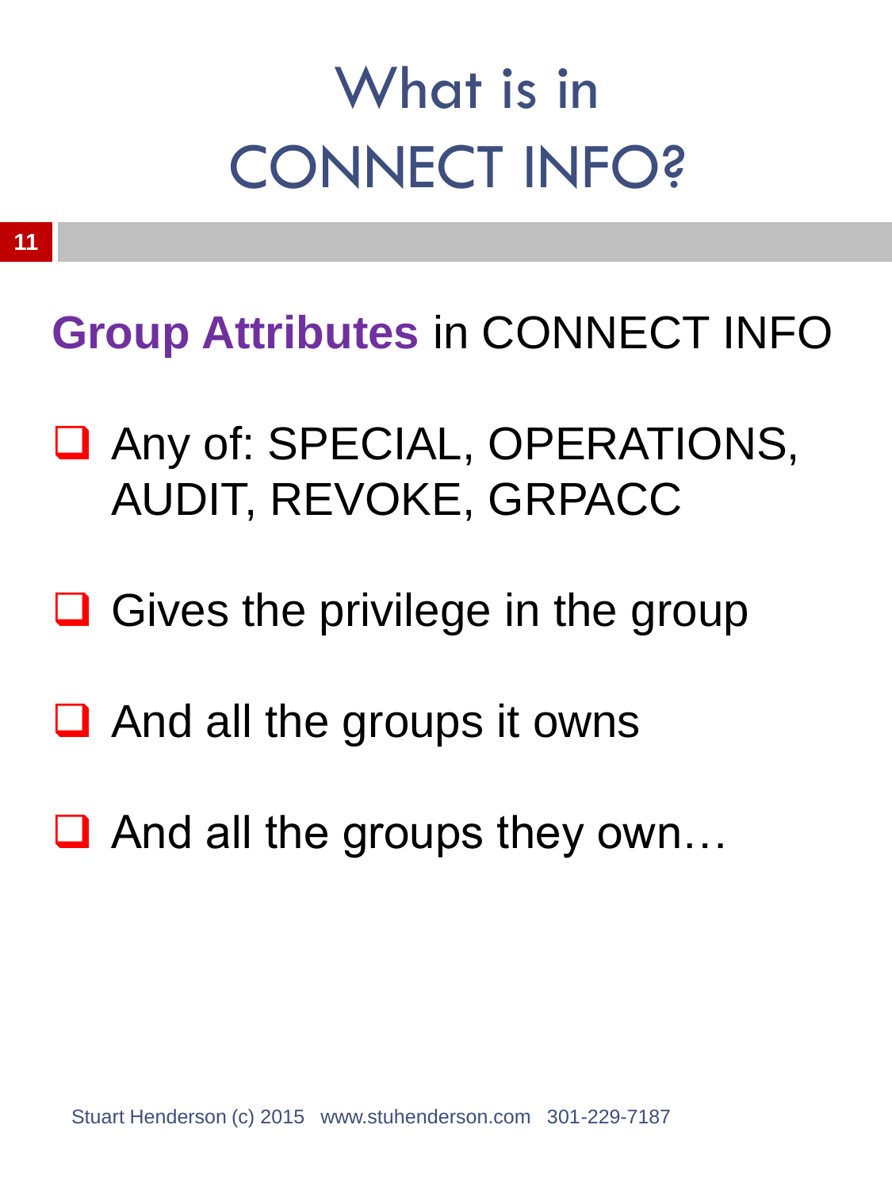# What is in CONNECT INFO?

**Group Attributes** in CONNECT INFO

- Any of: SPECIAL, OPERATIONS, AUDIT, REVOKE, GRPACC
- Gives the privilege in the group
- And all the groups it owns
- And all the groups they own…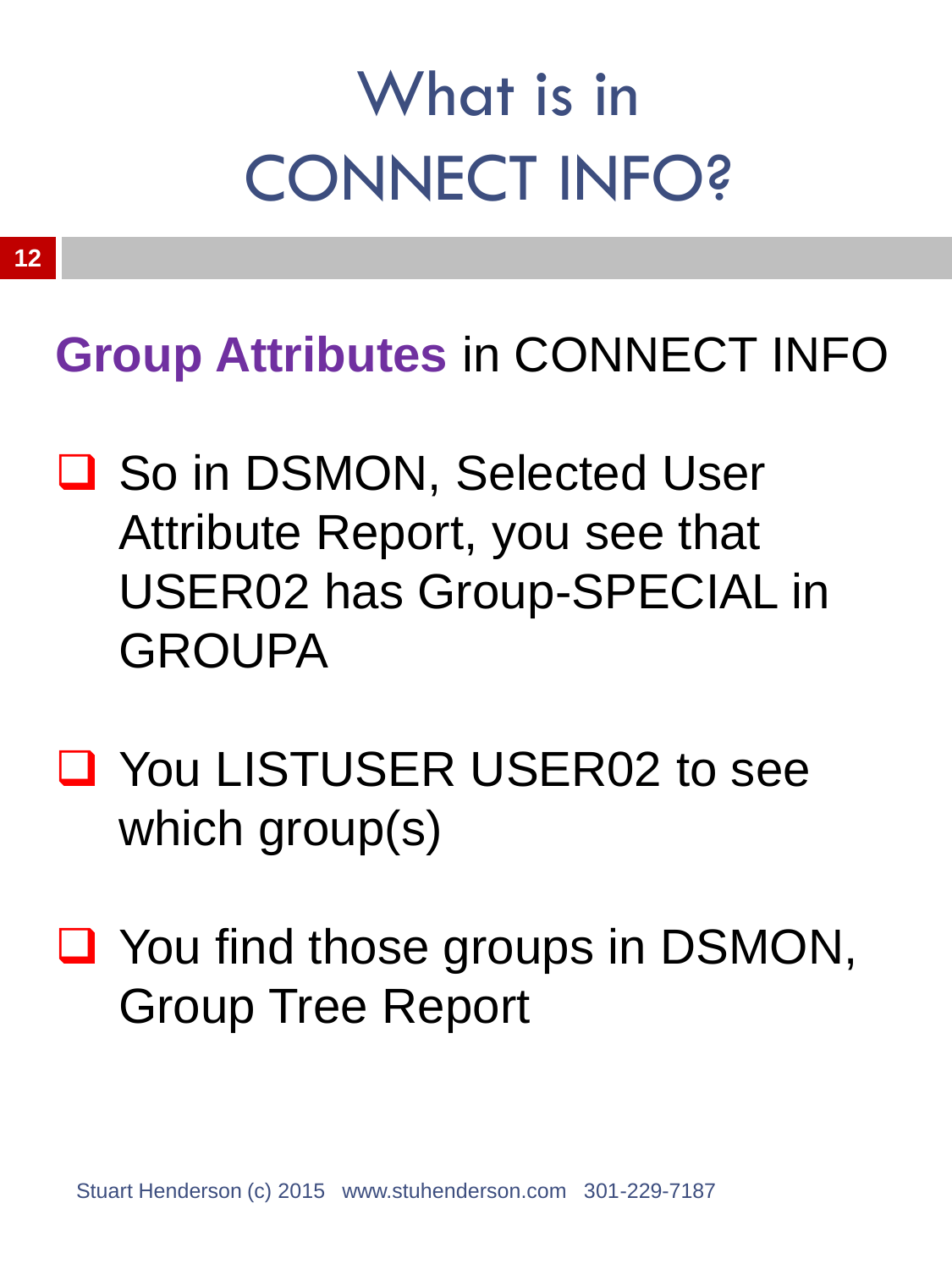# What is in CONNECT INFO?

## **Group Attributes** in CONNECT INFO

- So in DSMON, Selected User Attribute Report, you see that USER02 has Group-SPECIAL in GROUPA
- You LISTUSER USER02 to see which group(s)
- You find those groups in DSMON, Group Tree Report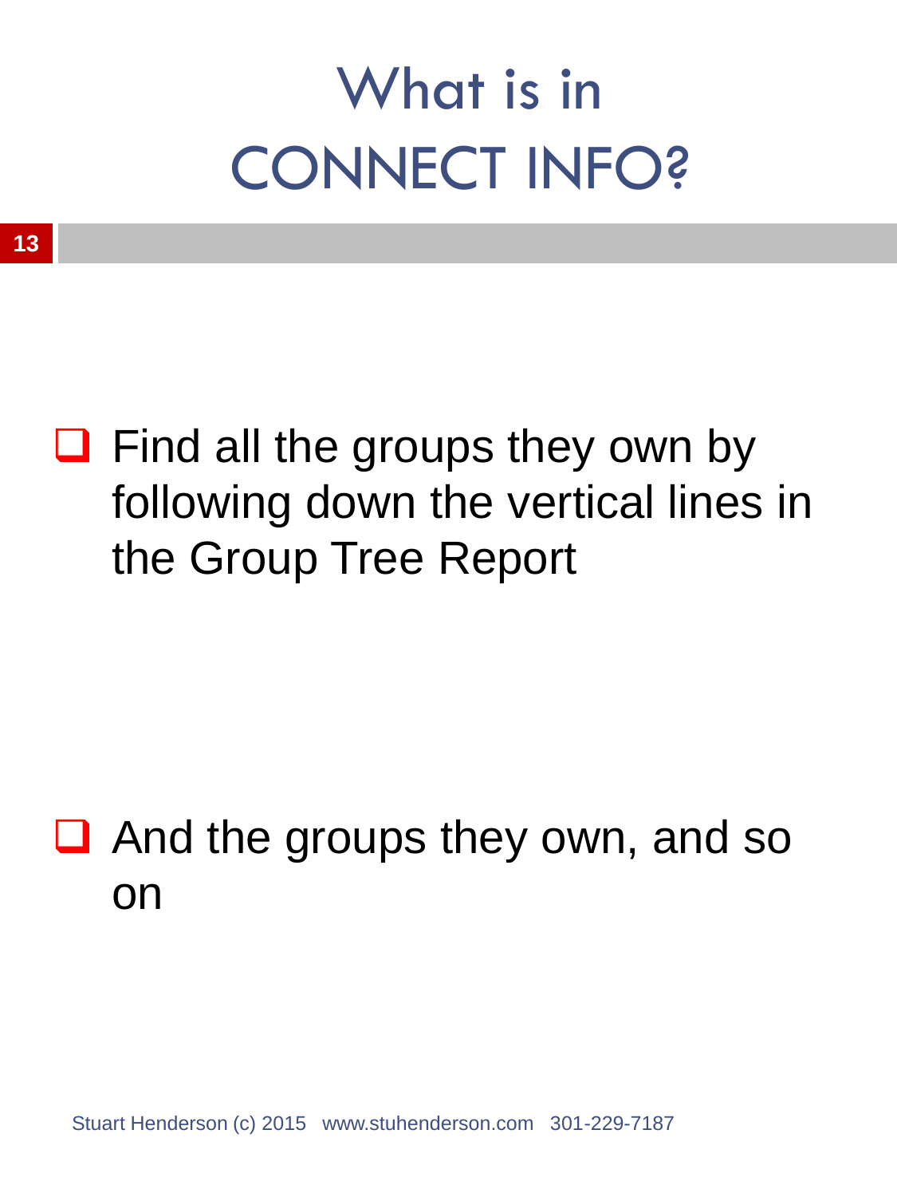# What is in CONNECT INFO?

- Find all the groups they own by following down the vertical lines in the Group Tree Report

- And the groups they own, and so on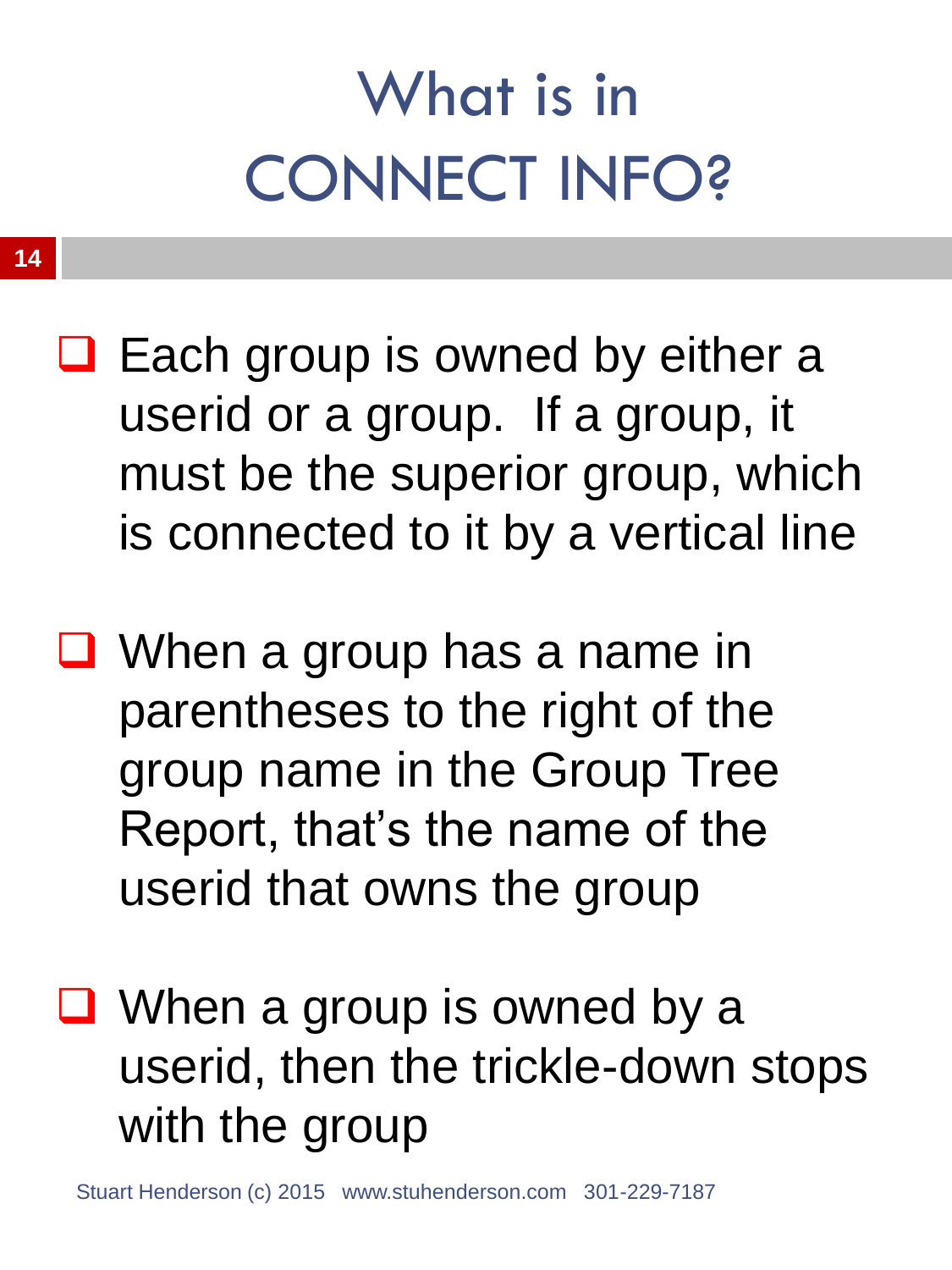# What is in CONNECT INFO?

- Each group is owned by either a userid or a group. If a group, it must be the superior group, which is connected to it by a vertical line
- When a group has a name in parentheses to the right of the group name in the Group Tree Report, that's the name of the userid that owns the group
- When a group is owned by a userid, then the trickle-down stops with the group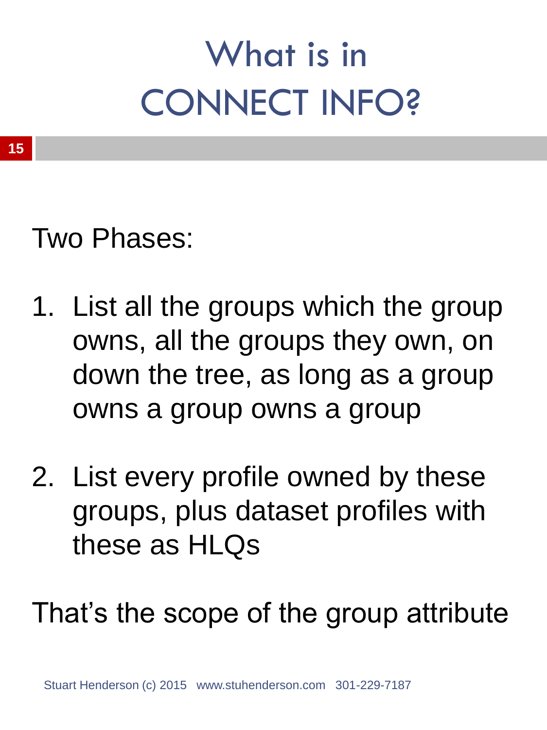# What is in CONNECT INFO?

Two Phases:

1. List all the groups which the group owns, all the groups they own, on down the tree, as long as a group owns a group owns a group

2. List every profile owned by these groups, plus dataset profiles with these as HLQs

That's the scope of the group attribute

Stuart Henderson (c) 2015 www.stuhenderson.com 301-229-7187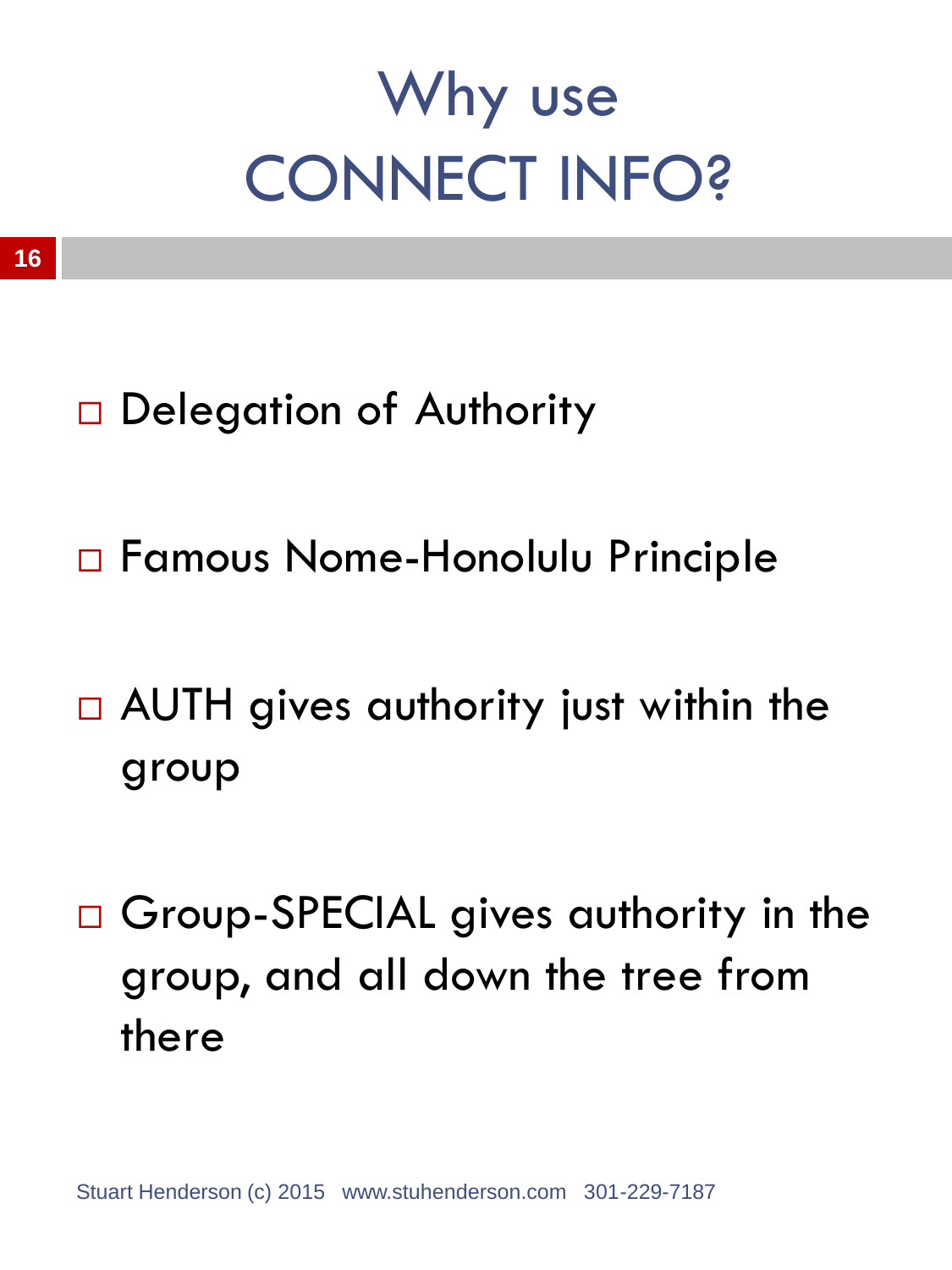# Why use CONNECT INFO?

- Delegation of Authority
- Famous Nome-Honolulu Principle
- AUTH gives authority just within the group
- Group-SPECIAL gives authority in the group, and all down the tree from there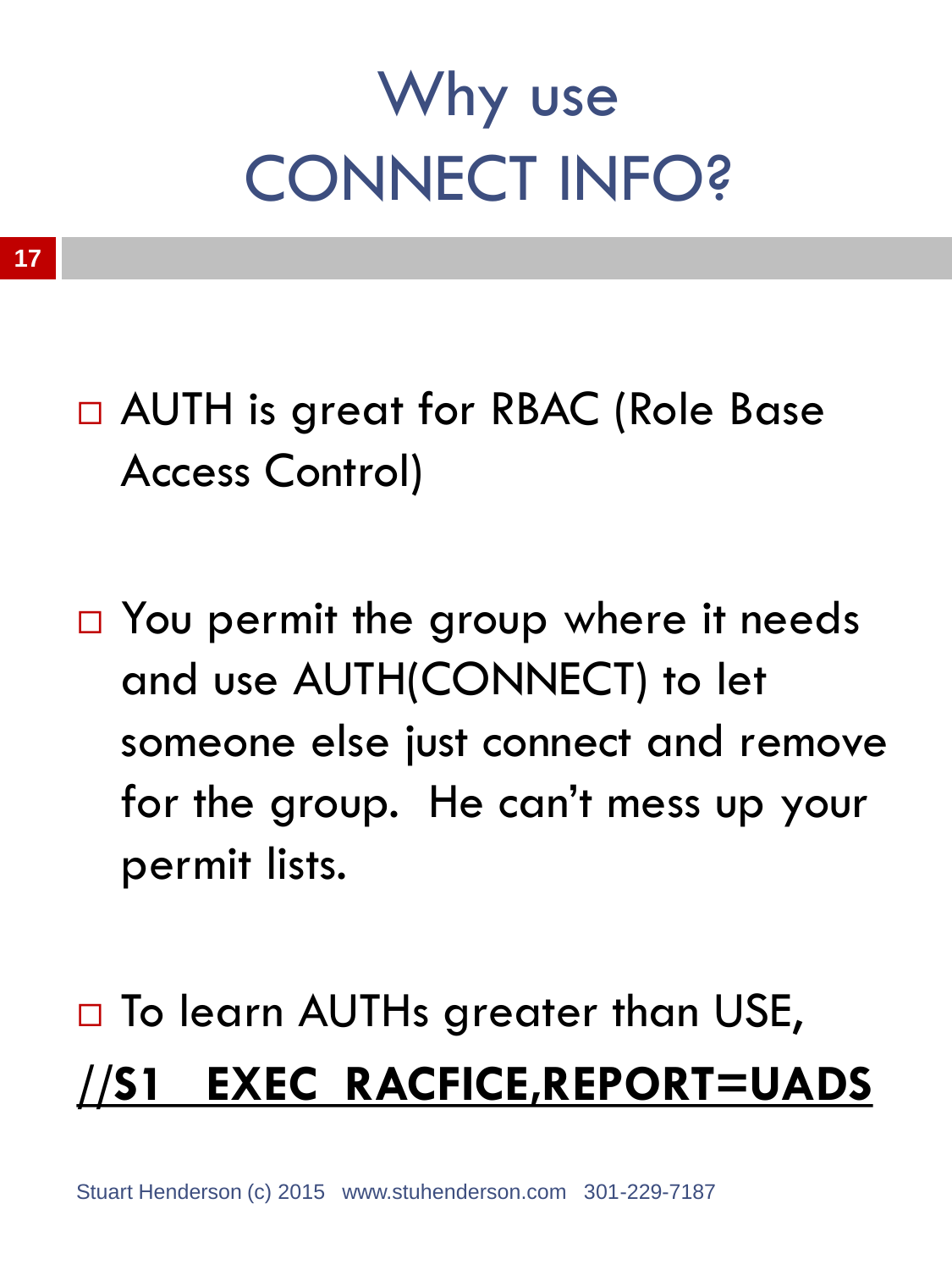# Why use CONNECT INFO?

- AUTH is great for RBAC (Role Base Access Control)
- You permit the group where it needs and use AUTH(CONNECT) to let someone else just connect and remove for the group. He can't mess up your permit lists.
- To learn AUTHs greater than USE,

**//S1 EXEC RACFICE,REPORT=UADS**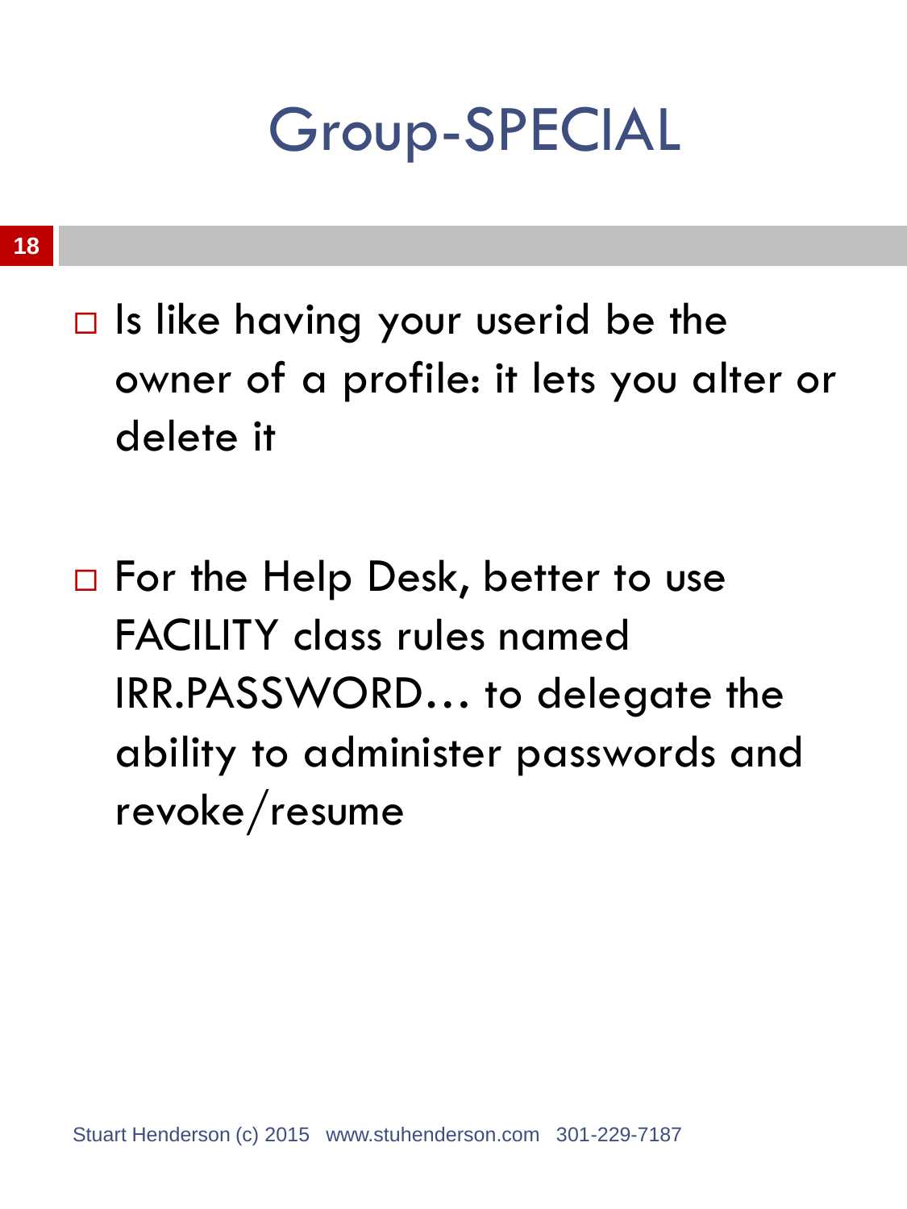# Group-SPECIAL

- Is like having your userid be the owner of a profile: it lets you alter or delete it

- For the Help Desk, better to use FACILITY class rules named IRR.PASSWORD… to delegate the ability to administer passwords and revoke/resume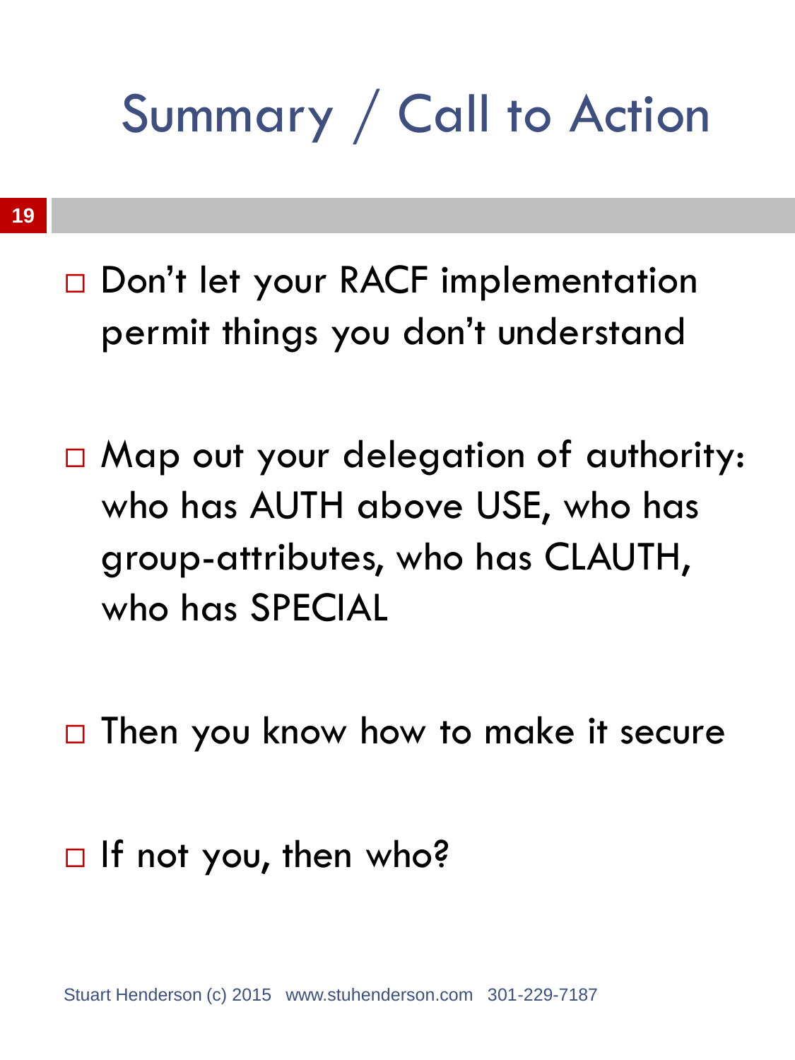# Summary / Call to Action

- Don't let your RACF implementation permit things you don't understand

- Map out your delegation of authority: who has AUTH above USE, who has group-attributes, who has CLAUTH, who has SPECIAL

- Then you know how to make it secure

- If not you, then who?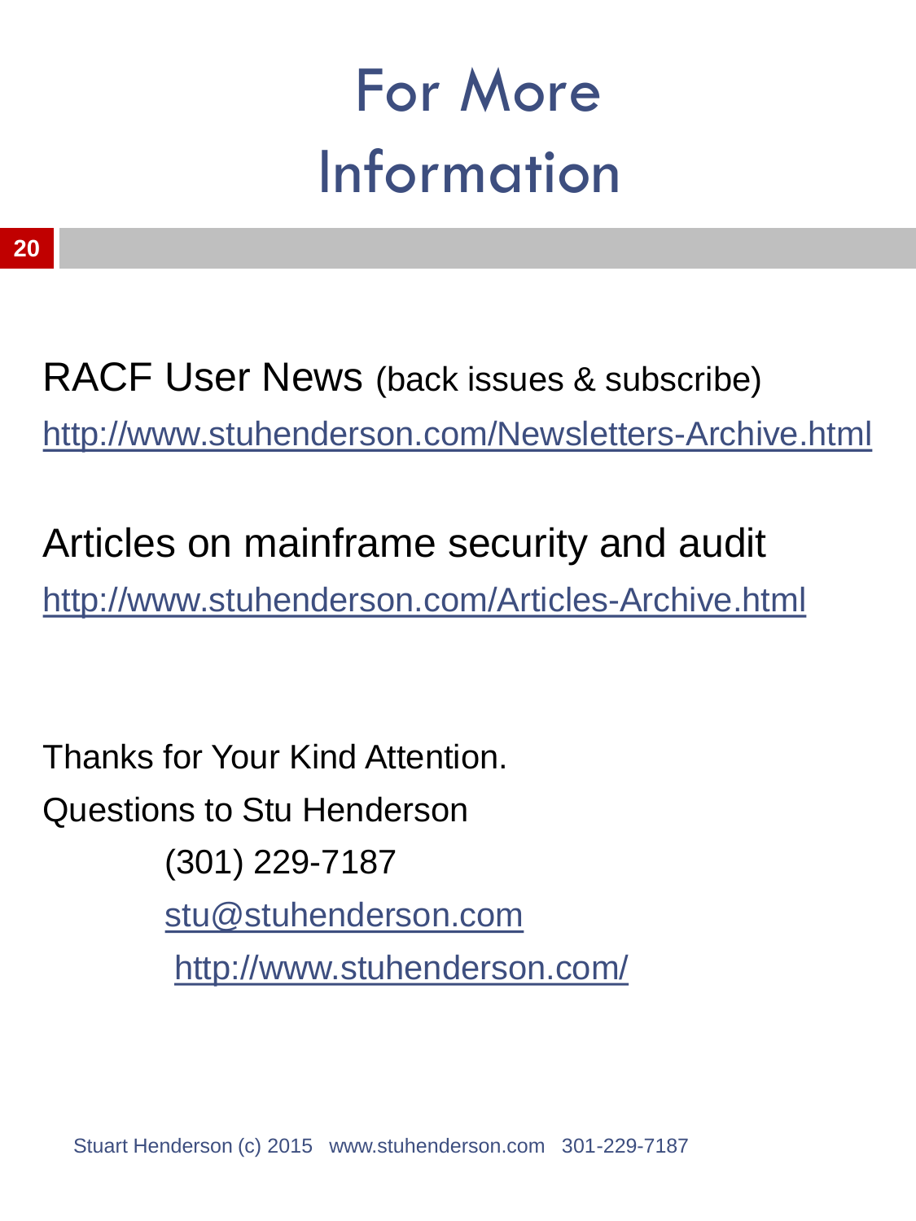# For More Information

RACF User News (back issues & subscribe)

http://www.stuhenderson.com/Newsletters-Archive.html

Articles on mainframe security and audit

http://www.stuhenderson.com/Articles-Archive.html

Thanks for Your Kind Attention.

Questions to Stu Henderson

(301) 229-7187

stu@stuhenderson.com

http://www.stuhenderson.com/